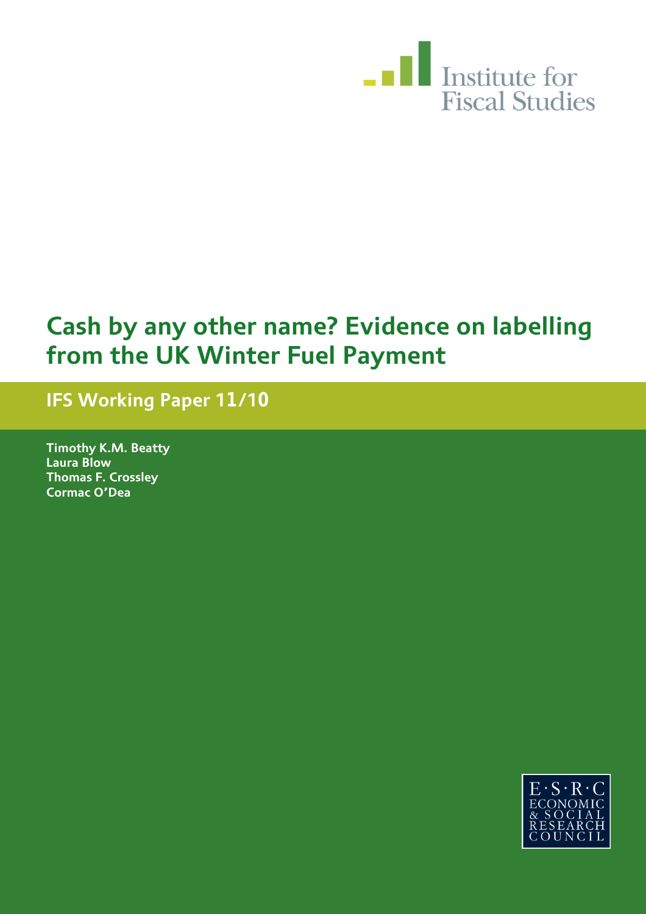Institute for Fiscal Studies

# Cash by any other name? Evidence on labelling from the UK Winter Fuel Payment

## IFS Working Paper 11/10

**Timothy K.M. Beatty**
**Laura Blow**
**Thomas F. Crossley**
**Cormac O'Dea**

E·S·R·C ECONOMIC & SOCIAL RESEARCH COUNCIL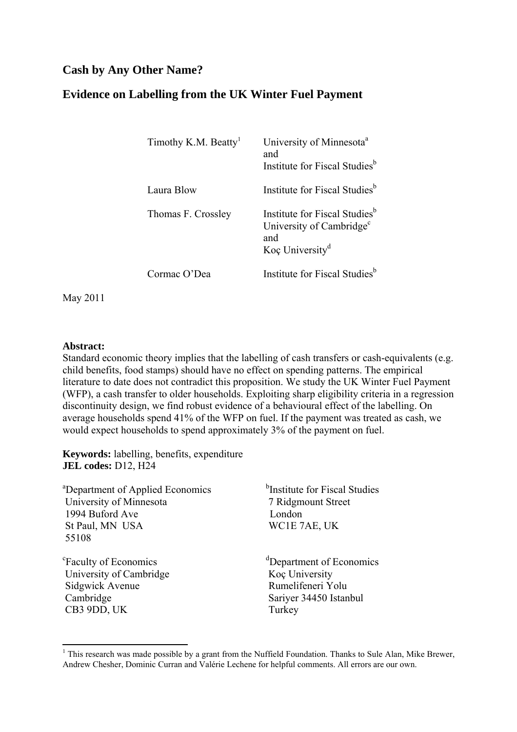# Cash by Any Other Name?

## Evidence on Labelling from the UK Winter Fuel Payment

| | |
|---|---|
| Timothy K.M. Beatty[1] | University of Minnesota[a] and Institute for Fiscal Studies[b] |
| Laura Blow | Institute for Fiscal Studies[b] |
| Thomas F. Crossley | Institute for Fiscal Studies[b] University of Cambridge[c] and Koç University[d] |
| Cormac O'Dea | Institute for Fiscal Studies[b] |

May 2011

**Abstract:**
Standard economic theory implies that the labelling of cash transfers or cash-equivalents (e.g. child benefits, food stamps) should have no effect on spending patterns. The empirical literature to date does not contradict this proposition. We study the UK Winter Fuel Payment (WFP), a cash transfer to older households. Exploiting sharp eligibility criteria in a regression discontinuity design, we find robust evidence of a behavioural effect of the labelling. On average households spend 41% of the WFP on fuel. If the payment was treated as cash, we would expect households to spend approximately 3% of the payment on fuel.

**Keywords:** labelling, benefits, expenditure
**JEL codes:** D12, H24

[a]Department of Applied Economics
University of Minnesota
1994 Buford Ave
St Paul, MN USA
55108

[b]Institute for Fiscal Studies
7 Ridgmount Street
London
WC1E 7AE, UK

[c]Faculty of Economics
University of Cambridge
Sidgwick Avenue
Cambridge
CB3 9DD, UK

[d]Department of Economics
Koç University
Rumelifeneri Yolu
Sariyer 34450 Istanbul
Turkey

[1] This research was made possible by a grant from the Nuffield Foundation. Thanks to Sule Alan, Mike Brewer, Andrew Chesher, Dominic Curran and Valérie Lechene for helpful comments. All errors are our own.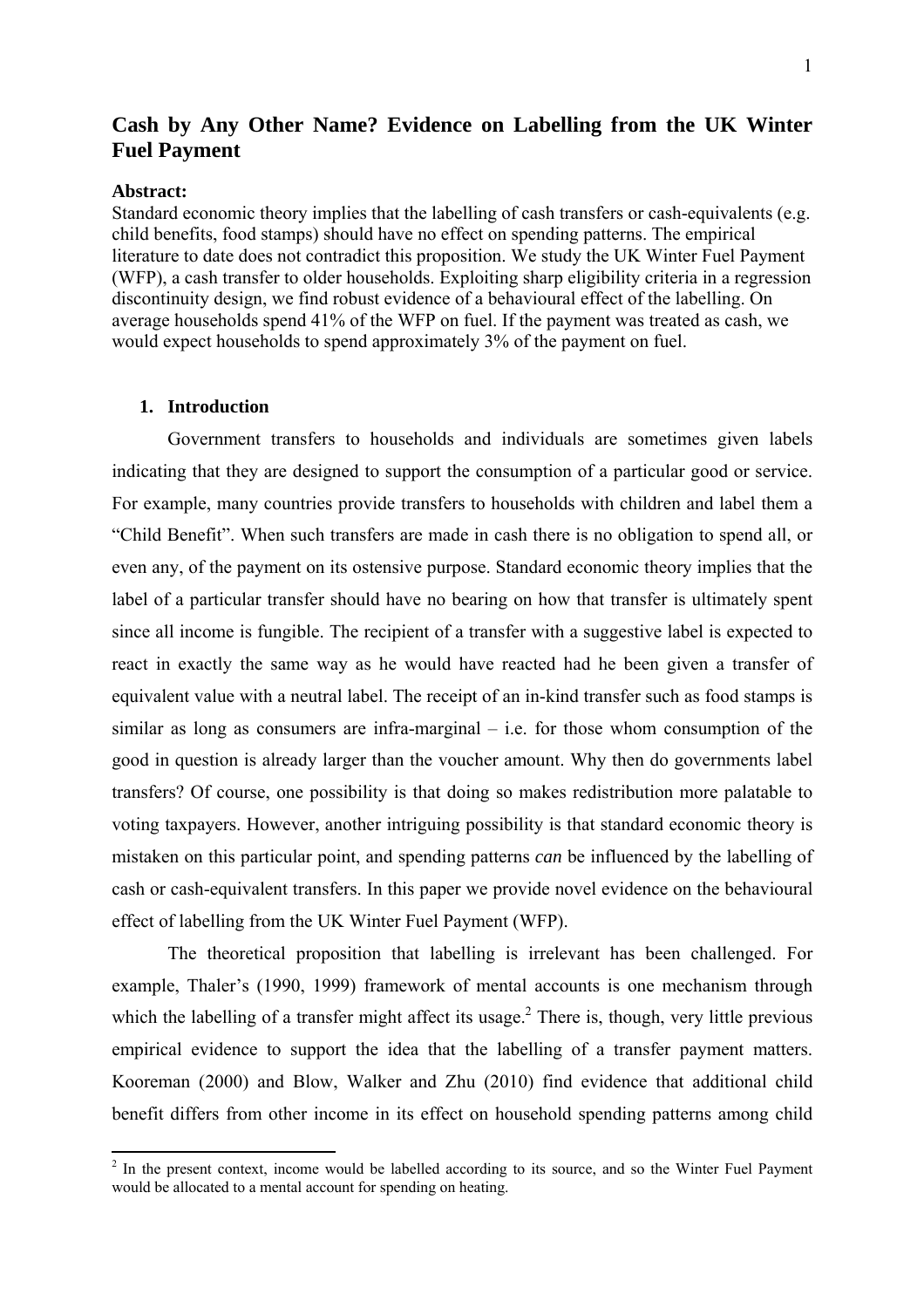# Cash by Any Other Name? Evidence on Labelling from the UK Winter Fuel Payment

**Abstract:**

Standard economic theory implies that the labelling of cash transfers or cash-equivalents (e.g. child benefits, food stamps) should have no effect on spending patterns. The empirical literature to date does not contradict this proposition. We study the UK Winter Fuel Payment (WFP), a cash transfer to older households. Exploiting sharp eligibility criteria in a regression discontinuity design, we find robust evidence of a behavioural effect of the labelling. On average households spend 41% of the WFP on fuel. If the payment was treated as cash, we would expect households to spend approximately 3% of the payment on fuel.

## 1. Introduction

Government transfers to households and individuals are sometimes given labels indicating that they are designed to support the consumption of a particular good or service. For example, many countries provide transfers to households with children and label them a "Child Benefit". When such transfers are made in cash there is no obligation to spend all, or even any, of the payment on its ostensive purpose. Standard economic theory implies that the label of a particular transfer should have no bearing on how that transfer is ultimately spent since all income is fungible. The recipient of a transfer with a suggestive label is expected to react in exactly the same way as he would have reacted had he been given a transfer of equivalent value with a neutral label. The receipt of an in-kind transfer such as food stamps is similar as long as consumers are infra-marginal – i.e. for those whom consumption of the good in question is already larger than the voucher amount. Why then do governments label transfers? Of course, one possibility is that doing so makes redistribution more palatable to voting taxpayers. However, another intriguing possibility is that standard economic theory is mistaken on this particular point, and spending patterns *can* be influenced by the labelling of cash or cash-equivalent transfers. In this paper we provide novel evidence on the behavioural effect of labelling from the UK Winter Fuel Payment (WFP).

The theoretical proposition that labelling is irrelevant has been challenged. For example, Thaler's (1990, 1999) framework of mental accounts is one mechanism through which the labelling of a transfer might affect its usage.[2] There is, though, very little previous empirical evidence to support the idea that the labelling of a transfer payment matters. Kooreman (2000) and Blow, Walker and Zhu (2010) find evidence that additional child benefit differs from other income in its effect on household spending patterns among child

[2] In the present context, income would be labelled according to its source, and so the Winter Fuel Payment would be allocated to a mental account for spending on heating.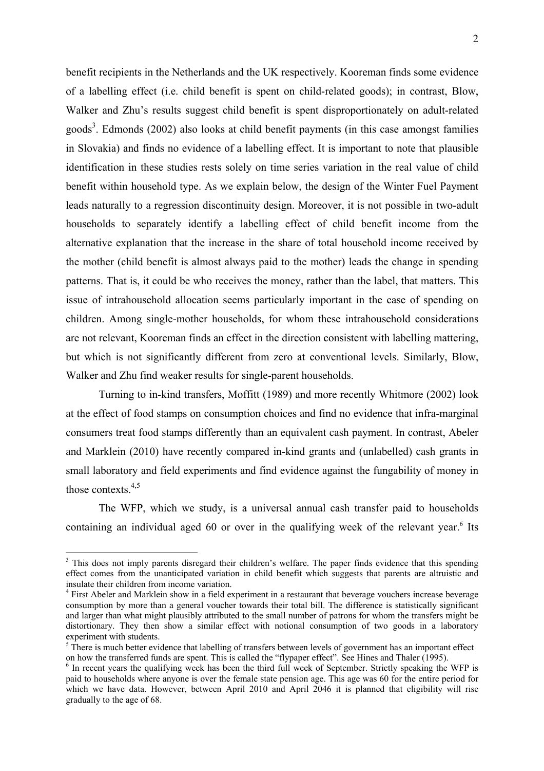benefit recipients in the Netherlands and the UK respectively. Kooreman finds some evidence of a labelling effect (i.e. child benefit is spent on child-related goods); in contrast, Blow, Walker and Zhu's results suggest child benefit is spent disproportionately on adult-related goods[3]. Edmonds (2002) also looks at child benefit payments (in this case amongst families in Slovakia) and finds no evidence of a labelling effect. It is important to note that plausible identification in these studies rests solely on time series variation in the real value of child benefit within household type. As we explain below, the design of the Winter Fuel Payment leads naturally to a regression discontinuity design. Moreover, it is not possible in two-adult households to separately identify a labelling effect of child benefit income from the alternative explanation that the increase in the share of total household income received by the mother (child benefit is almost always paid to the mother) leads the change in spending patterns. That is, it could be who receives the money, rather than the label, that matters. This issue of intrahousehold allocation seems particularly important in the case of spending on children. Among single-mother households, for whom these intrahousehold considerations are not relevant, Kooreman finds an effect in the direction consistent with labelling mattering, but which is not significantly different from zero at conventional levels. Similarly, Blow, Walker and Zhu find weaker results for single-parent households.

Turning to in-kind transfers, Moffitt (1989) and more recently Whitmore (2002) look at the effect of food stamps on consumption choices and find no evidence that infra-marginal consumers treat food stamps differently than an equivalent cash payment. In contrast, Abeler and Marklein (2010) have recently compared in-kind grants and (unlabelled) cash grants in small laboratory and field experiments and find evidence against the fungability of money in those contexts.[4,5]

The WFP, which we study, is a universal annual cash transfer paid to households containing an individual aged 60 or over in the qualifying week of the relevant year.[6] Its

---

[3] This does not imply parents disregard their children's welfare. The paper finds evidence that this spending effect comes from the unanticipated variation in child benefit which suggests that parents are altruistic and insulate their children from income variation.

[4] First Abeler and Marklein show in a field experiment in a restaurant that beverage vouchers increase beverage consumption by more than a general voucher towards their total bill. The difference is statistically significant and larger than what might plausibly attributed to the small number of patrons for whom the transfers might be distortionary. They then show a similar effect with notional consumption of two goods in a laboratory experiment with students.

[5] There is much better evidence that labelling of transfers between levels of government has an important effect on how the transferred funds are spent. This is called the "flypaper effect". See Hines and Thaler (1995).

[6] In recent years the qualifying week has been the third full week of September. Strictly speaking the WFP is paid to households where anyone is over the female state pension age. This age was 60 for the entire period for which we have data. However, between April 2010 and April 2046 it is planned that eligibility will rise gradually to the age of 68.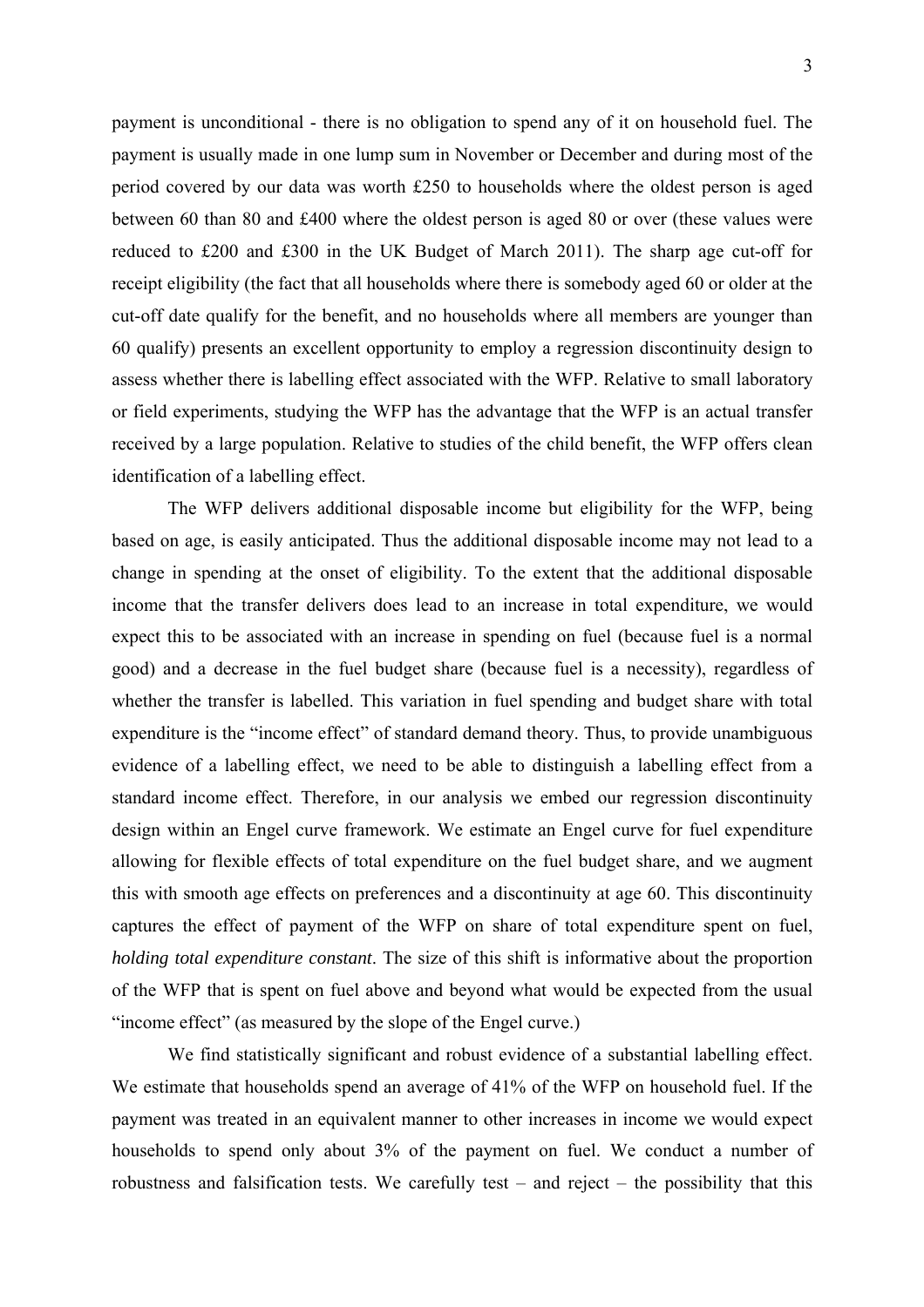payment is unconditional - there is no obligation to spend any of it on household fuel. The payment is usually made in one lump sum in November or December and during most of the period covered by our data was worth £250 to households where the oldest person is aged between 60 than 80 and £400 where the oldest person is aged 80 or over (these values were reduced to £200 and £300 in the UK Budget of March 2011). The sharp age cut-off for receipt eligibility (the fact that all households where there is somebody aged 60 or older at the cut-off date qualify for the benefit, and no households where all members are younger than 60 qualify) presents an excellent opportunity to employ a regression discontinuity design to assess whether there is labelling effect associated with the WFP. Relative to small laboratory or field experiments, studying the WFP has the advantage that the WFP is an actual transfer received by a large population. Relative to studies of the child benefit, the WFP offers clean identification of a labelling effect.

The WFP delivers additional disposable income but eligibility for the WFP, being based on age, is easily anticipated. Thus the additional disposable income may not lead to a change in spending at the onset of eligibility. To the extent that the additional disposable income that the transfer delivers does lead to an increase in total expenditure, we would expect this to be associated with an increase in spending on fuel (because fuel is a normal good) and a decrease in the fuel budget share (because fuel is a necessity), regardless of whether the transfer is labelled. This variation in fuel spending and budget share with total expenditure is the "income effect" of standard demand theory. Thus, to provide unambiguous evidence of a labelling effect, we need to be able to distinguish a labelling effect from a standard income effect. Therefore, in our analysis we embed our regression discontinuity design within an Engel curve framework. We estimate an Engel curve for fuel expenditure allowing for flexible effects of total expenditure on the fuel budget share, and we augment this with smooth age effects on preferences and a discontinuity at age 60. This discontinuity captures the effect of payment of the WFP on share of total expenditure spent on fuel, *holding total expenditure constant*. The size of this shift is informative about the proportion of the WFP that is spent on fuel above and beyond what would be expected from the usual "income effect" (as measured by the slope of the Engel curve.)

We find statistically significant and robust evidence of a substantial labelling effect. We estimate that households spend an average of 41% of the WFP on household fuel. If the payment was treated in an equivalent manner to other increases in income we would expect households to spend only about 3% of the payment on fuel. We conduct a number of robustness and falsification tests. We carefully test – and reject – the possibility that this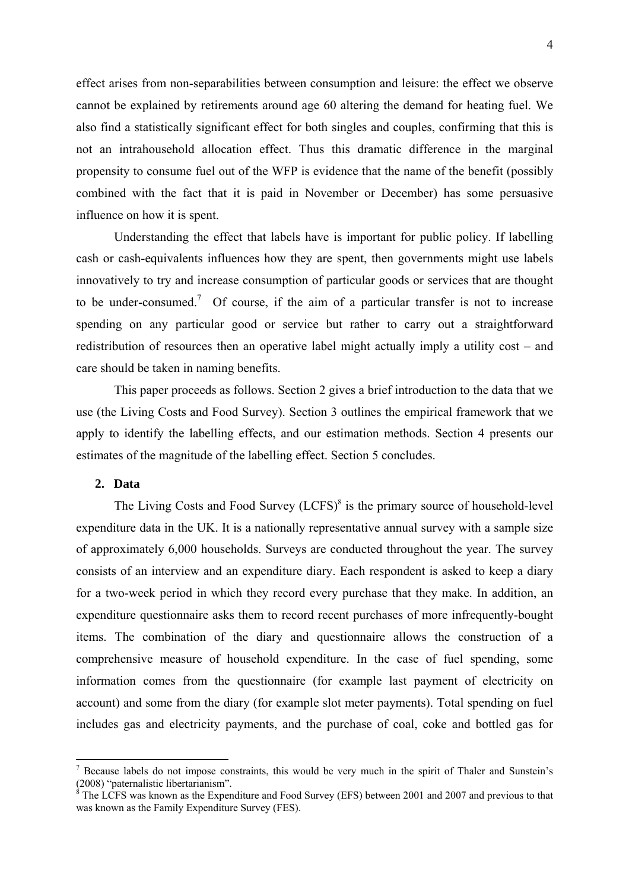effect arises from non-separabilities between consumption and leisure: the effect we observe cannot be explained by retirements around age 60 altering the demand for heating fuel. We also find a statistically significant effect for both singles and couples, confirming that this is not an intrahousehold allocation effect. Thus this dramatic difference in the marginal propensity to consume fuel out of the WFP is evidence that the name of the benefit (possibly combined with the fact that it is paid in November or December) has some persuasive influence on how it is spent.

Understanding the effect that labels have is important for public policy. If labelling cash or cash-equivalents influences how they are spent, then governments might use labels innovatively to try and increase consumption of particular goods or services that are thought to be under-consumed.[7] Of course, if the aim of a particular transfer is not to increase spending on any particular good or service but rather to carry out a straightforward redistribution of resources then an operative label might actually imply a utility cost – and care should be taken in naming benefits.

This paper proceeds as follows. Section 2 gives a brief introduction to the data that we use (the Living Costs and Food Survey). Section 3 outlines the empirical framework that we apply to identify the labelling effects, and our estimation methods. Section 4 presents our estimates of the magnitude of the labelling effect. Section 5 concludes.

## 2. Data

The Living Costs and Food Survey (LCFS)[8] is the primary source of household-level expenditure data in the UK. It is a nationally representative annual survey with a sample size of approximately 6,000 households. Surveys are conducted throughout the year. The survey consists of an interview and an expenditure diary. Each respondent is asked to keep a diary for a two-week period in which they record every purchase that they make. In addition, an expenditure questionnaire asks them to record recent purchases of more infrequently-bought items. The combination of the diary and questionnaire allows the construction of a comprehensive measure of household expenditure. In the case of fuel spending, some information comes from the questionnaire (for example last payment of electricity on account) and some from the diary (for example slot meter payments). Total spending on fuel includes gas and electricity payments, and the purchase of coal, coke and bottled gas for

---

[7] Because labels do not impose constraints, this would be very much in the spirit of Thaler and Sunstein's (2008) "paternalistic libertarianism".

[8] The LCFS was known as the Expenditure and Food Survey (EFS) between 2001 and 2007 and previous to that was known as the Family Expenditure Survey (FES).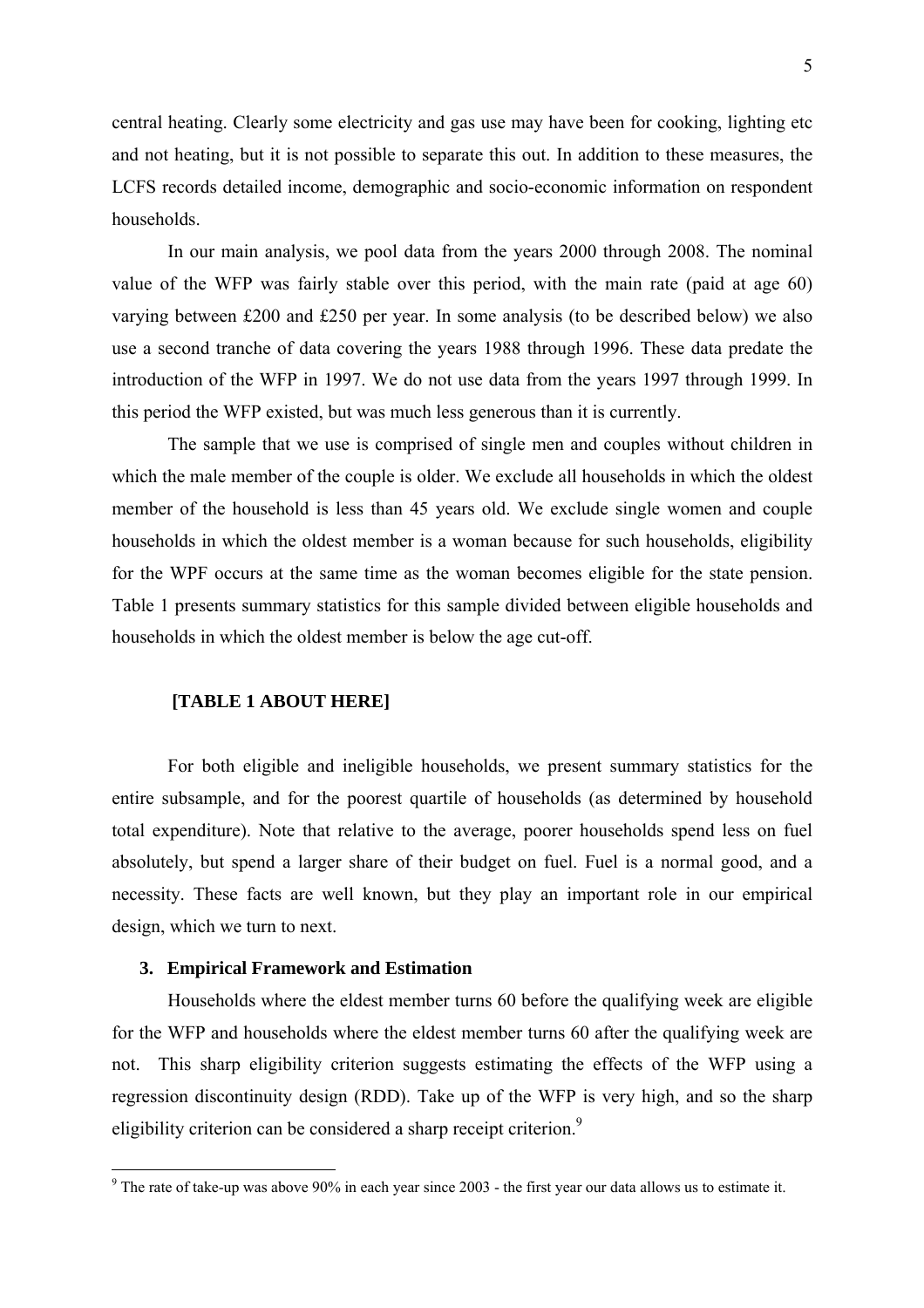central heating. Clearly some electricity and gas use may have been for cooking, lighting etc and not heating, but it is not possible to separate this out. In addition to these measures, the LCFS records detailed income, demographic and socio-economic information on respondent households.

In our main analysis, we pool data from the years 2000 through 2008. The nominal value of the WFP was fairly stable over this period, with the main rate (paid at age 60) varying between £200 and £250 per year. In some analysis (to be described below) we also use a second tranche of data covering the years 1988 through 1996. These data predate the introduction of the WFP in 1997. We do not use data from the years 1997 through 1999. In this period the WFP existed, but was much less generous than it is currently.

The sample that we use is comprised of single men and couples without children in which the male member of the couple is older. We exclude all households in which the oldest member of the household is less than 45 years old. We exclude single women and couple households in which the oldest member is a woman because for such households, eligibility for the WPF occurs at the same time as the woman becomes eligible for the state pension. Table 1 presents summary statistics for this sample divided between eligible households and households in which the oldest member is below the age cut-off.

**[TABLE 1 ABOUT HERE]**

For both eligible and ineligible households, we present summary statistics for the entire subsample, and for the poorest quartile of households (as determined by household total expenditure). Note that relative to the average, poorer households spend less on fuel absolutely, but spend a larger share of their budget on fuel. Fuel is a normal good, and a necessity. These facts are well known, but they play an important role in our empirical design, which we turn to next.

## 3. Empirical Framework and Estimation

Households where the eldest member turns 60 before the qualifying week are eligible for the WFP and households where the eldest member turns 60 after the qualifying week are not. This sharp eligibility criterion suggests estimating the effects of the WFP using a regression discontinuity design (RDD). Take up of the WFP is very high, and so the sharp eligibility criterion can be considered a sharp receipt criterion.[9]

[9] The rate of take-up was above 90% in each year since 2003 - the first year our data allows us to estimate it.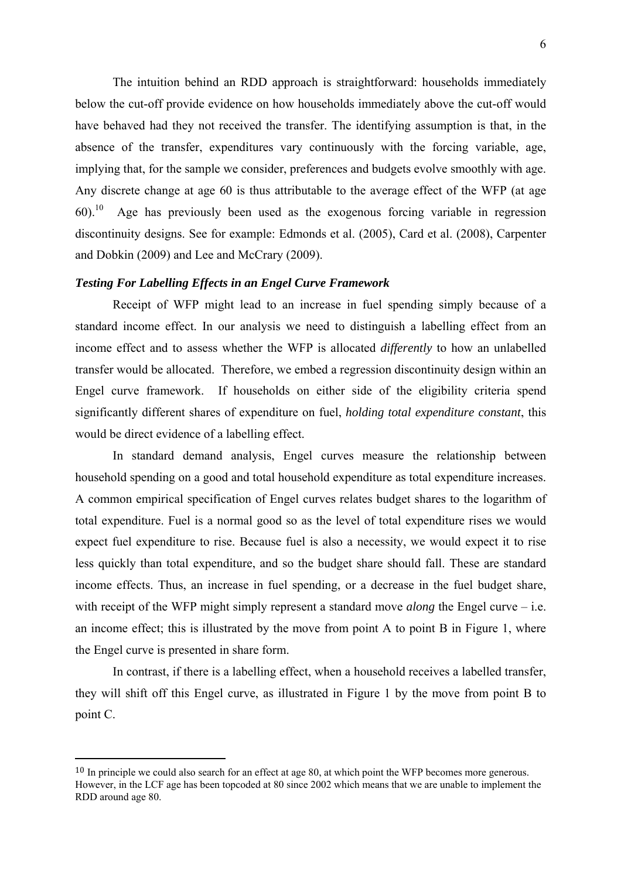The intuition behind an RDD approach is straightforward: households immediately below the cut-off provide evidence on how households immediately above the cut-off would have behaved had they not received the transfer. The identifying assumption is that, in the absence of the transfer, expenditures vary continuously with the forcing variable, age, implying that, for the sample we consider, preferences and budgets evolve smoothly with age. Any discrete change at age 60 is thus attributable to the average effect of the WFP (at age 60).[10] Age has previously been used as the exogenous forcing variable in regression discontinuity designs. See for example: Edmonds et al. (2005), Card et al. (2008), Carpenter and Dobkin (2009) and Lee and McCrary (2009).

### *Testing For Labelling Effects in an Engel Curve Framework*

Receipt of WFP might lead to an increase in fuel spending simply because of a standard income effect. In our analysis we need to distinguish a labelling effect from an income effect and to assess whether the WFP is allocated *differently* to how an unlabelled transfer would be allocated. Therefore, we embed a regression discontinuity design within an Engel curve framework. If households on either side of the eligibility criteria spend significantly different shares of expenditure on fuel, *holding total expenditure constant*, this would be direct evidence of a labelling effect.

In standard demand analysis, Engel curves measure the relationship between household spending on a good and total household expenditure as total expenditure increases. A common empirical specification of Engel curves relates budget shares to the logarithm of total expenditure. Fuel is a normal good so as the level of total expenditure rises we would expect fuel expenditure to rise. Because fuel is also a necessity, we would expect it to rise less quickly than total expenditure, and so the budget share should fall. These are standard income effects. Thus, an increase in fuel spending, or a decrease in the fuel budget share, with receipt of the WFP might simply represent a standard move *along* the Engel curve – i.e. an income effect; this is illustrated by the move from point A to point B in Figure 1, where the Engel curve is presented in share form.

In contrast, if there is a labelling effect, when a household receives a labelled transfer, they will shift off this Engel curve, as illustrated in Figure 1 by the move from point B to point C.

---

[10] In principle we could also search for an effect at age 80, at which point the WFP becomes more generous. However, in the LCF age has been topcoded at 80 since 2002 which means that we are unable to implement the RDD around age 80.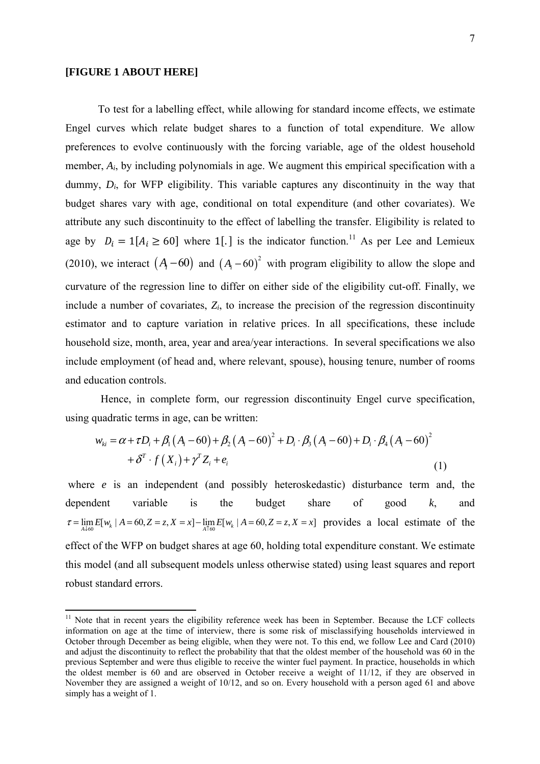**[FIGURE 1 ABOUT HERE]**

To test for a labelling effect, while allowing for standard income effects, we estimate Engel curves which relate budget shares to a function of total expenditure. We allow preferences to evolve continuously with the forcing variable, age of the oldest household member, $A_i$, by including polynomials in age. We augment this empirical specification with a dummy, $D_i$, for WFP eligibility. This variable captures any discontinuity in the way that budget shares vary with age, conditional on total expenditure (and other covariates). We attribute any such discontinuity to the effect of labelling the transfer. Eligibility is related to age by $D_i = 1[A_i \geq 60]$ where $1[.]$ is the indicator function.[11] As per Lee and Lemieux (2010), we interact $(A_i - 60)$ and $(A_i - 60)^2$ with program eligibility to allow the slope and curvature of the regression line to differ on either side of the eligibility cut-off. Finally, we include a number of covariates, $Z_i$, to increase the precision of the regression discontinuity estimator and to capture variation in relative prices. In all specifications, these include household size, month, area, year and area/year interactions. In several specifications we also include employment (of head and, where relevant, spouse), housing tenure, number of rooms and education controls.

Hence, in complete form, our regression discontinuity Engel curve specification, using quadratic terms in age, can be written:

$$w_{ki} = \alpha + \tau D_i + \beta_1 (A_i - 60) + \beta_2 (A_i - 60)^2 + D_i \cdot \beta_3 (A_i - 60) + D_i \cdot \beta_4 (A_i - 60)^2 + \delta^T \cdot f(X_i) + \gamma^T Z_i + e_i \quad (1)$$

where $e$ is an independent (and possibly heteroskedastic) disturbance term and, the dependent variable is the budget share of good $k$, and $\tau = \lim_{A \downarrow 60} E[w_k \mid A = 60, Z = z, X = x] - \lim_{A \uparrow 60} E[w_k \mid A = 60, Z = z, X = x]$ provides a local estimate of the effect of the WFP on budget shares at age 60, holding total expenditure constant. We estimate this model (and all subsequent models unless otherwise stated) using least squares and report robust standard errors.

[11] Note that in recent years the eligibility reference week has been in September. Because the LCF collects information on age at the time of interview, there is some risk of misclassifying households interviewed in October through December as being eligible, when they were not. To this end, we follow Lee and Card (2010) and adjust the discontinuity to reflect the probability that that the oldest member of the household was 60 in the previous September and were thus eligible to receive the winter fuel payment. In practice, households in which the oldest member is 60 and are observed in October receive a weight of 11/12, if they are observed in November they are assigned a weight of 10/12, and so on. Every household with a person aged 61 and above simply has a weight of 1.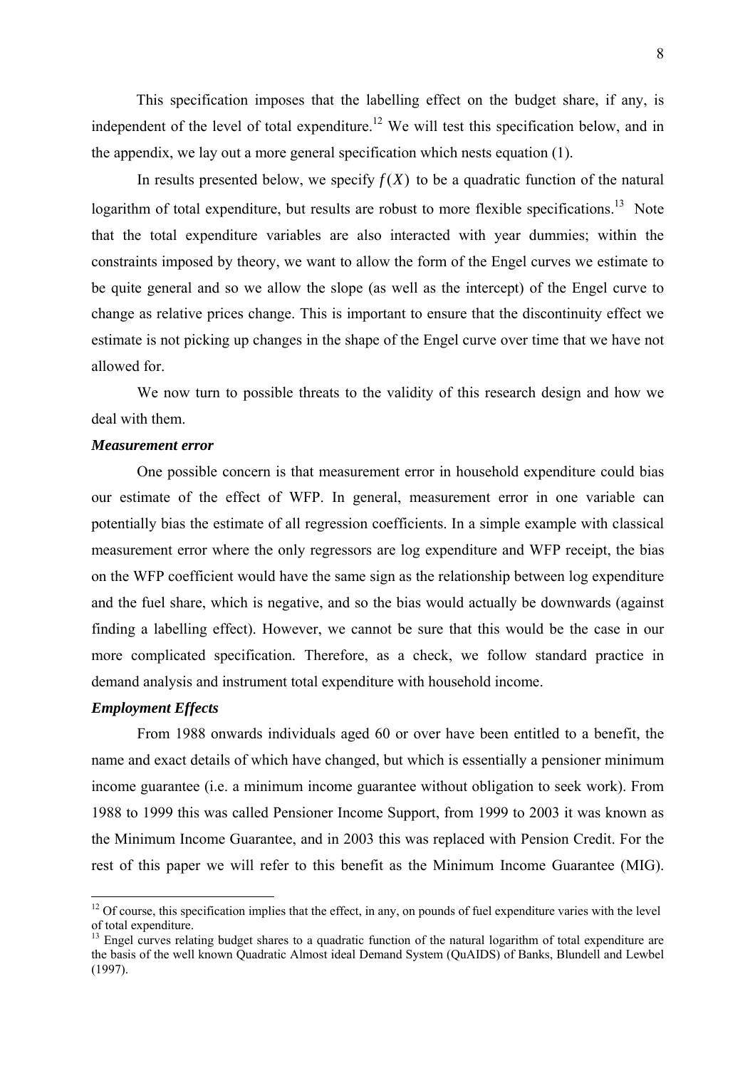This specification imposes that the labelling effect on the budget share, if any, is independent of the level of total expenditure.[12] We will test this specification below, and in the appendix, we lay out a more general specification which nests equation (1).

In results presented below, we specify $f(X)$ to be a quadratic function of the natural logarithm of total expenditure, but results are robust to more flexible specifications.[13] Note that the total expenditure variables are also interacted with year dummies; within the constraints imposed by theory, we want to allow the form of the Engel curves we estimate to be quite general and so we allow the slope (as well as the intercept) of the Engel curve to change as relative prices change. This is important to ensure that the discontinuity effect we estimate is not picking up changes in the shape of the Engel curve over time that we have not allowed for.

We now turn to possible threats to the validity of this research design and how we deal with them.

***Measurement error***

One possible concern is that measurement error in household expenditure could bias our estimate of the effect of WFP. In general, measurement error in one variable can potentially bias the estimate of all regression coefficients. In a simple example with classical measurement error where the only regressors are log expenditure and WFP receipt, the bias on the WFP coefficient would have the same sign as the relationship between log expenditure and the fuel share, which is negative, and so the bias would actually be downwards (against finding a labelling effect). However, we cannot be sure that this would be the case in our more complicated specification. Therefore, as a check, we follow standard practice in demand analysis and instrument total expenditure with household income.

***Employment Effects***

From 1988 onwards individuals aged 60 or over have been entitled to a benefit, the name and exact details of which have changed, but which is essentially a pensioner minimum income guarantee (i.e. a minimum income guarantee without obligation to seek work). From 1988 to 1999 this was called Pensioner Income Support, from 1999 to 2003 it was known as the Minimum Income Guarantee, and in 2003 this was replaced with Pension Credit. For the rest of this paper we will refer to this benefit as the Minimum Income Guarantee (MIG).

---

[12] Of course, this specification implies that the effect, in any, on pounds of fuel expenditure varies with the level of total expenditure.

[13] Engel curves relating budget shares to a quadratic function of the natural logarithm of total expenditure are the basis of the well known Quadratic Almost ideal Demand System (QuAIDS) of Banks, Blundell and Lewbel (1997).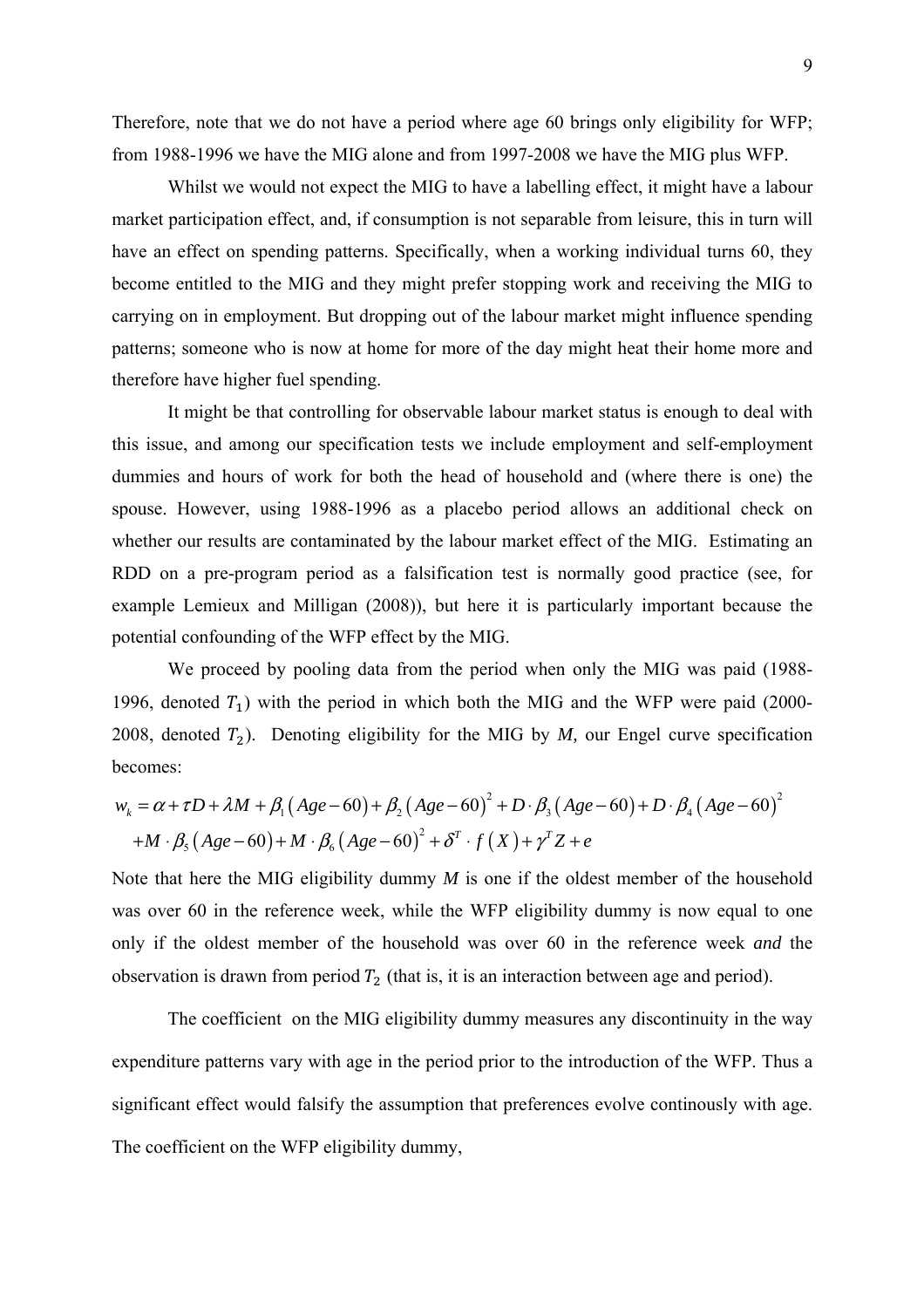Therefore, note that we do not have a period where age 60 brings only eligibility for WFP; from 1988-1996 we have the MIG alone and from 1997-2008 we have the MIG plus WFP.

Whilst we would not expect the MIG to have a labelling effect, it might have a labour market participation effect, and, if consumption is not separable from leisure, this in turn will have an effect on spending patterns. Specifically, when a working individual turns 60, they become entitled to the MIG and they might prefer stopping work and receiving the MIG to carrying on in employment. But dropping out of the labour market might influence spending patterns; someone who is now at home for more of the day might heat their home more and therefore have higher fuel spending.

It might be that controlling for observable labour market status is enough to deal with this issue, and among our specification tests we include employment and self-employment dummies and hours of work for both the head of household and (where there is one) the spouse. However, using 1988-1996 as a placebo period allows an additional check on whether our results are contaminated by the labour market effect of the MIG. Estimating an RDD on a pre-program period as a falsification test is normally good practice (see, for example Lemieux and Milligan (2008)), but here it is particularly important because the potential confounding of the WFP effect by the MIG.

We proceed by pooling data from the period when only the MIG was paid (1988-1996, denoted $T_1$) with the period in which both the MIG and the WFP were paid (2000-2008, denoted $T_2$). Denoting eligibility for the MIG by *M,* our Engel curve specification becomes:

$$w_k = \alpha + \tau D + \lambda M + \beta_1 (Age - 60) + \beta_2 (Age - 60)^2 + D \cdot \beta_3 (Age - 60) + D \cdot \beta_4 (Age - 60)^2$$
$$+ M \cdot \beta_5 (Age - 60) + M \cdot \beta_6 (Age - 60)^2 + \delta^T \cdot f(X) + \gamma^T Z + e$$

Note that here the MIG eligibility dummy *M* is one if the oldest member of the household was over 60 in the reference week, while the WFP eligibility dummy is now equal to one only if the oldest member of the household was over 60 in the reference week *and* the observation is drawn from period $T_2$ (that is, it is an interaction between age and period).

The coefficient on the MIG eligibility dummy measures any discontinuity in the way expenditure patterns vary with age in the period prior to the introduction of the WFP. Thus a significant effect would falsify the assumption that preferences evolve continously with age. The coefficient on the WFP eligibility dummy,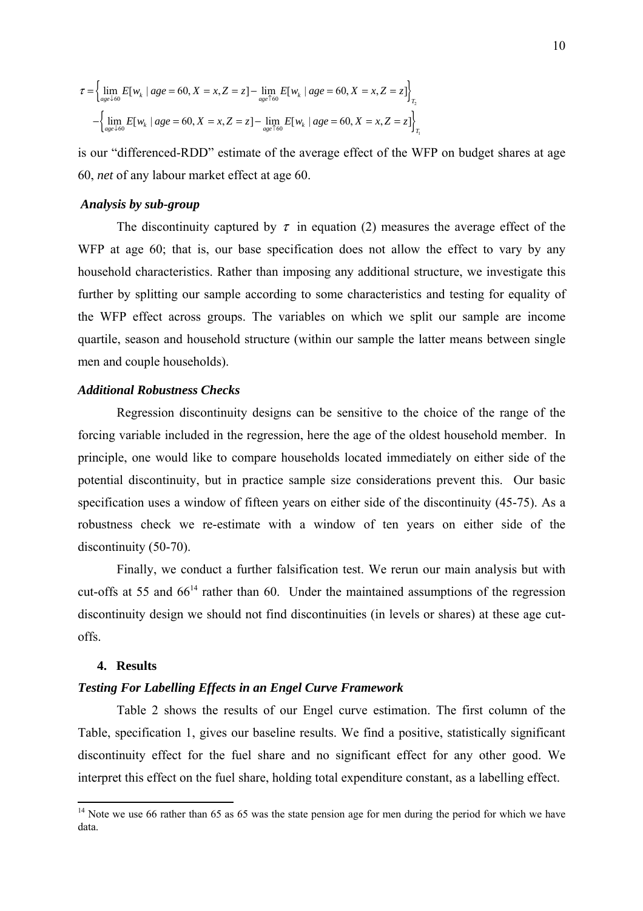$$
\tau = \left\{ \lim_{age \downarrow 60} E[w_k \mid age = 60, X = x, Z = z] - \lim_{age \uparrow 60} E[w_k \mid age = 60, X = x, Z = z] \right\}_{T_2}
$$
$$
- \left\{ \lim_{age \downarrow 60} E[w_k \mid age = 60, X = x, Z = z] - \lim_{age \uparrow 60} E[w_k \mid age = 60, X = x, Z = z] \right\}_{T_1}
$$

is our "differenced-RDD" estimate of the average effect of the WFP on budget shares at age 60, *net* of any labour market effect at age 60.

***Analysis by sub-group***

The discontinuity captured by $\tau$ in equation (2) measures the average effect of the WFP at age 60; that is, our base specification does not allow the effect to vary by any household characteristics. Rather than imposing any additional structure, we investigate this further by splitting our sample according to some characteristics and testing for equality of the WFP effect across groups. The variables on which we split our sample are income quartile, season and household structure (within our sample the latter means between single men and couple households).

***Additional Robustness Checks***

Regression discontinuity designs can be sensitive to the choice of the range of the forcing variable included in the regression, here the age of the oldest household member. In principle, one would like to compare households located immediately on either side of the potential discontinuity, but in practice sample size considerations prevent this. Our basic specification uses a window of fifteen years on either side of the discontinuity (45-75). As a robustness check we re-estimate with a window of ten years on either side of the discontinuity (50-70).

Finally, we conduct a further falsification test. We rerun our main analysis but with cut-offs at 55 and 66[14] rather than 60. Under the maintained assumptions of the regression discontinuity design we should not find discontinuities (in levels or shares) at these age cut-offs.

## 4. Results

***Testing For Labelling Effects in an Engel Curve Framework***

Table 2 shows the results of our Engel curve estimation. The first column of the Table, specification 1, gives our baseline results. We find a positive, statistically significant discontinuity effect for the fuel share and no significant effect for any other good. We interpret this effect on the fuel share, holding total expenditure constant, as a labelling effect.

[14] Note we use 66 rather than 65 as 65 was the state pension age for men during the period for which we have data.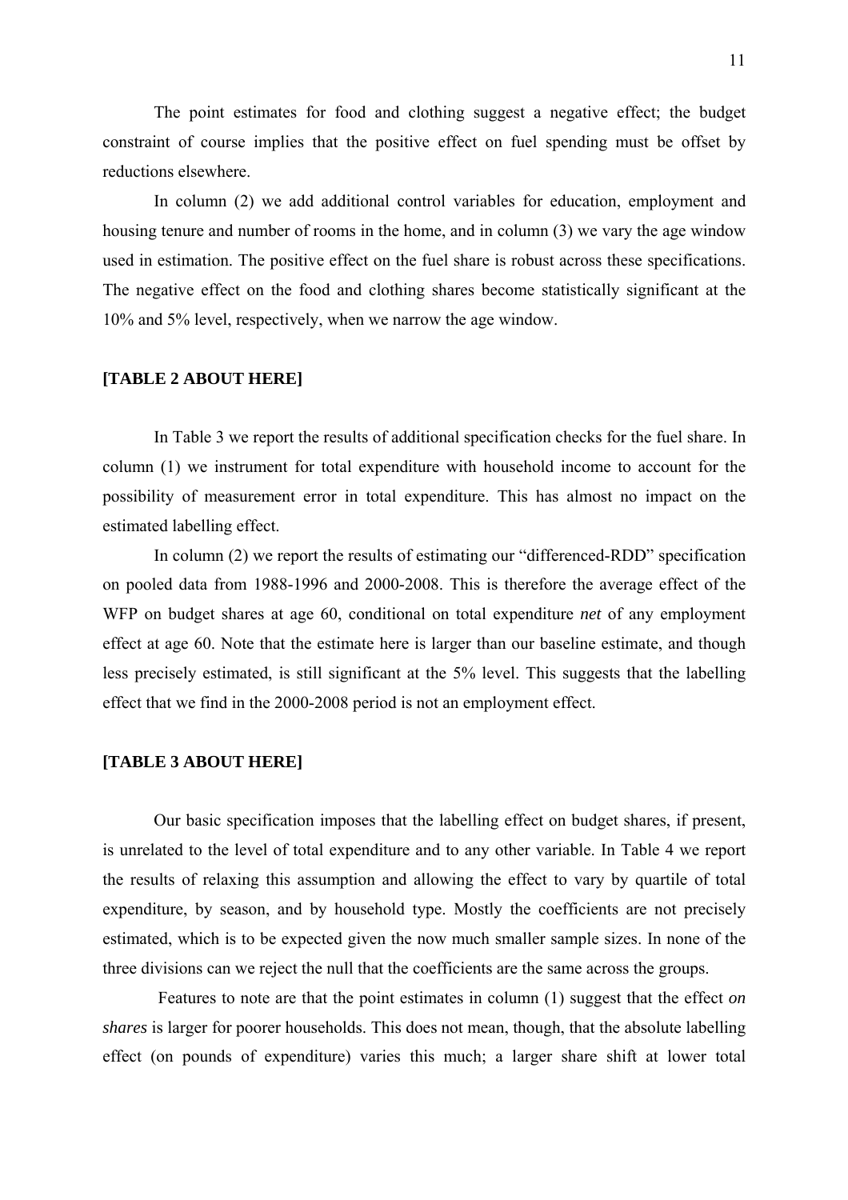The point estimates for food and clothing suggest a negative effect; the budget constraint of course implies that the positive effect on fuel spending must be offset by reductions elsewhere.

In column (2) we add additional control variables for education, employment and housing tenure and number of rooms in the home, and in column (3) we vary the age window used in estimation. The positive effect on the fuel share is robust across these specifications. The negative effect on the food and clothing shares become statistically significant at the 10% and 5% level, respectively, when we narrow the age window.

**[TABLE 2 ABOUT HERE]**

In Table 3 we report the results of additional specification checks for the fuel share. In column (1) we instrument for total expenditure with household income to account for the possibility of measurement error in total expenditure. This has almost no impact on the estimated labelling effect.

In column (2) we report the results of estimating our "differenced-RDD" specification on pooled data from 1988-1996 and 2000-2008. This is therefore the average effect of the WFP on budget shares at age 60, conditional on total expenditure *net* of any employment effect at age 60. Note that the estimate here is larger than our baseline estimate, and though less precisely estimated, is still significant at the 5% level. This suggests that the labelling effect that we find in the 2000-2008 period is not an employment effect.

**[TABLE 3 ABOUT HERE]**

Our basic specification imposes that the labelling effect on budget shares, if present, is unrelated to the level of total expenditure and to any other variable. In Table 4 we report the results of relaxing this assumption and allowing the effect to vary by quartile of total expenditure, by season, and by household type. Mostly the coefficients are not precisely estimated, which is to be expected given the now much smaller sample sizes. In none of the three divisions can we reject the null that the coefficients are the same across the groups.

Features to note are that the point estimates in column (1) suggest that the effect *on shares* is larger for poorer households. This does not mean, though, that the absolute labelling effect (on pounds of expenditure) varies this much; a larger share shift at lower total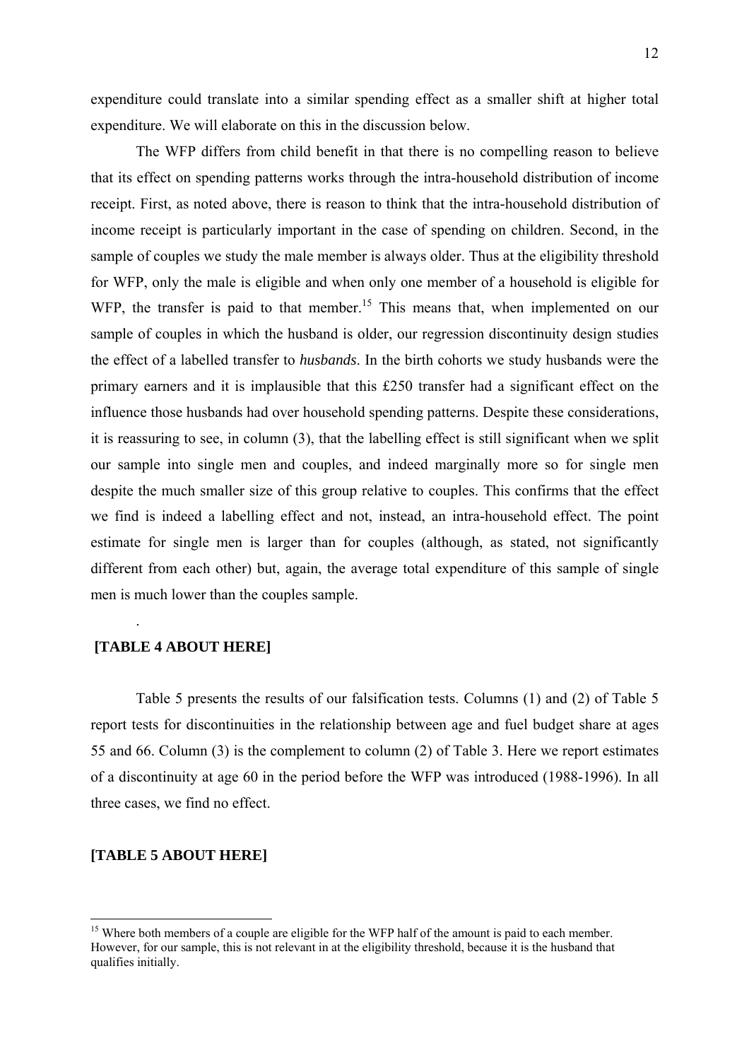expenditure could translate into a similar spending effect as a smaller shift at higher total expenditure. We will elaborate on this in the discussion below.

The WFP differs from child benefit in that there is no compelling reason to believe that its effect on spending patterns works through the intra-household distribution of income receipt. First, as noted above, there is reason to think that the intra-household distribution of income receipt is particularly important in the case of spending on children. Second, in the sample of couples we study the male member is always older. Thus at the eligibility threshold for WFP, only the male is eligible and when only one member of a household is eligible for WFP, the transfer is paid to that member.[15] This means that, when implemented on our sample of couples in which the husband is older, our regression discontinuity design studies the effect of a labelled transfer to *husbands*. In the birth cohorts we study husbands were the primary earners and it is implausible that this £250 transfer had a significant effect on the influence those husbands had over household spending patterns. Despite these considerations, it is reassuring to see, in column (3), that the labelling effect is still significant when we split our sample into single men and couples, and indeed marginally more so for single men despite the much smaller size of this group relative to couples. This confirms that the effect we find is indeed a labelling effect and not, instead, an intra-household effect. The point estimate for single men is larger than for couples (although, as stated, not significantly different from each other) but, again, the average total expenditure of this sample of single men is much lower than the couples sample.

.

**[TABLE 4 ABOUT HERE]**

Table 5 presents the results of our falsification tests. Columns (1) and (2) of Table 5 report tests for discontinuities in the relationship between age and fuel budget share at ages 55 and 66. Column (3) is the complement to column (2) of Table 3. Here we report estimates of a discontinuity at age 60 in the period before the WFP was introduced (1988-1996). In all three cases, we find no effect.

**[TABLE 5 ABOUT HERE]**

---

[15] Where both members of a couple are eligible for the WFP half of the amount is paid to each member. However, for our sample, this is not relevant in at the eligibility threshold, because it is the husband that qualifies initially.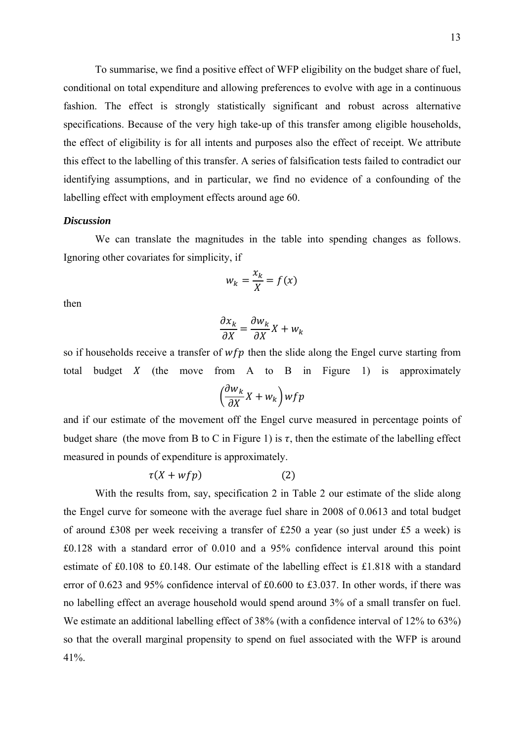To summarise, we find a positive effect of WFP eligibility on the budget share of fuel, conditional on total expenditure and allowing preferences to evolve with age in a continuous fashion. The effect is strongly statistically significant and robust across alternative specifications. Because of the very high take-up of this transfer among eligible households, the effect of eligibility is for all intents and purposes also the effect of receipt. We attribute this effect to the labelling of this transfer. A series of falsification tests failed to contradict our identifying assumptions, and in particular, we find no evidence of a confounding of the labelling effect with employment effects around age 60.

***Discussion***

We can translate the magnitudes in the table into spending changes as follows. Ignoring other covariates for simplicity, if

$$w_k = \frac{x_k}{X} = f(x)$$

then

$$\frac{\partial x_k}{\partial X} = \frac{\partial w_k}{\partial X} X + w_k$$

so if households receive a transfer of $wfp$ then the slide along the Engel curve starting from total budget $X$ (the move from A to B in Figure 1) is approximately

$$\left(\frac{\partial w_k}{\partial X} X + w_k\right) wfp$$

and if our estimate of the movement off the Engel curve measured in percentage points of budget share (the move from B to C in Figure 1) is $\tau$, then the estimate of the labelling effect measured in pounds of expenditure is approximately.

$$\tau(X + wfp) \qquad (2)$$

With the results from, say, specification 2 in Table 2 our estimate of the slide along the Engel curve for someone with the average fuel share in 2008 of 0.0613 and total budget of around £308 per week receiving a transfer of £250 a year (so just under £5 a week) is £0.128 with a standard error of 0.010 and a 95% confidence interval around this point estimate of £0.108 to £0.148. Our estimate of the labelling effect is £1.818 with a standard error of 0.623 and 95% confidence interval of £0.600 to £3.037. In other words, if there was no labelling effect an average household would spend around 3% of a small transfer on fuel. We estimate an additional labelling effect of 38% (with a confidence interval of 12% to 63%) so that the overall marginal propensity to spend on fuel associated with the WFP is around 41%.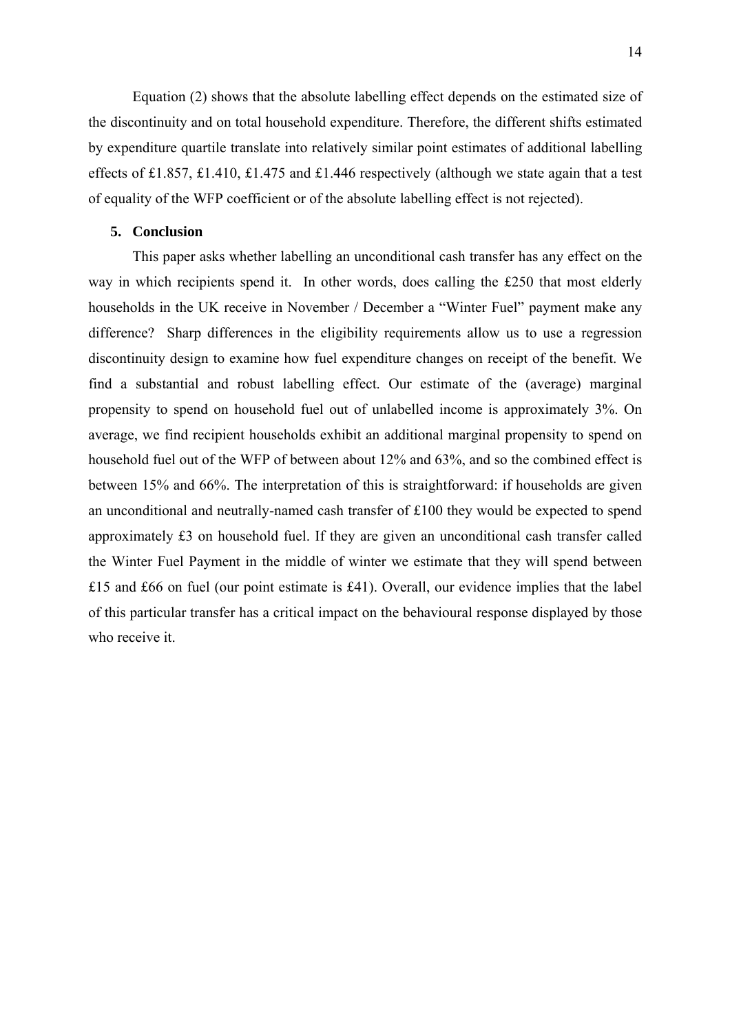Equation (2) shows that the absolute labelling effect depends on the estimated size of the discontinuity and on total household expenditure. Therefore, the different shifts estimated by expenditure quartile translate into relatively similar point estimates of additional labelling effects of £1.857, £1.410, £1.475 and £1.446 respectively (although we state again that a test of equality of the WFP coefficient or of the absolute labelling effect is not rejected).

## 5. Conclusion

This paper asks whether labelling an unconditional cash transfer has any effect on the way in which recipients spend it. In other words, does calling the £250 that most elderly households in the UK receive in November / December a "Winter Fuel" payment make any difference? Sharp differences in the eligibility requirements allow us to use a regression discontinuity design to examine how fuel expenditure changes on receipt of the benefit. We find a substantial and robust labelling effect. Our estimate of the (average) marginal propensity to spend on household fuel out of unlabelled income is approximately 3%. On average, we find recipient households exhibit an additional marginal propensity to spend on household fuel out of the WFP of between about 12% and 63%, and so the combined effect is between 15% and 66%. The interpretation of this is straightforward: if households are given an unconditional and neutrally-named cash transfer of £100 they would be expected to spend approximately £3 on household fuel. If they are given an unconditional cash transfer called the Winter Fuel Payment in the middle of winter we estimate that they will spend between £15 and £66 on fuel (our point estimate is £41). Overall, our evidence implies that the label of this particular transfer has a critical impact on the behavioural response displayed by those who receive it.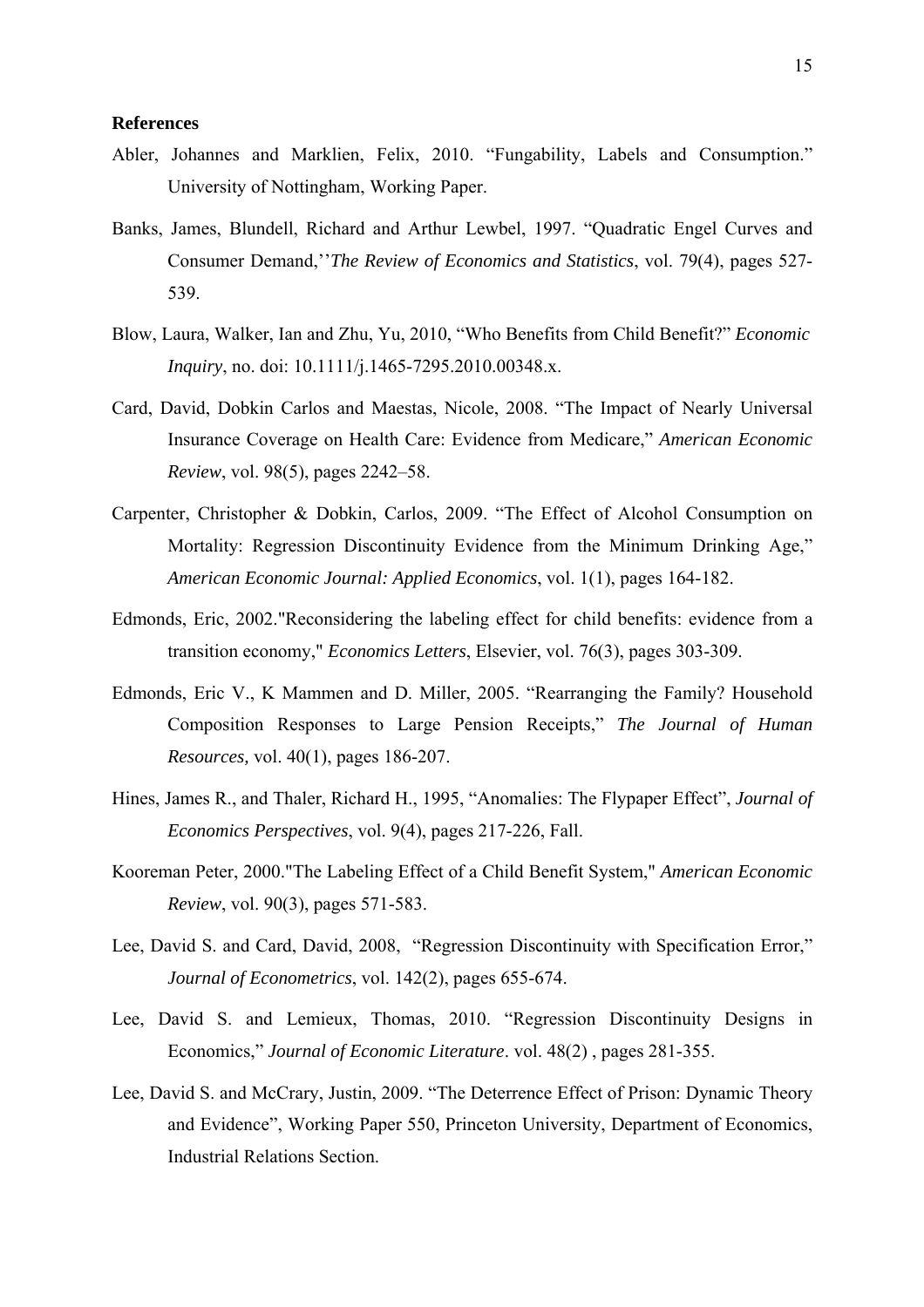**References**

Abler, Johannes and Marklien, Felix, 2010. "Fungability, Labels and Consumption." University of Nottingham, Working Paper.

Banks, James, Blundell, Richard and Arthur Lewbel, 1997. "Quadratic Engel Curves and Consumer Demand,''*The Review of Economics and Statistics*, vol. 79(4), pages 527-539.

Blow, Laura, Walker, Ian and Zhu, Yu, 2010, "Who Benefits from Child Benefit?" *Economic Inquiry*, no. doi: 10.1111/j.1465-7295.2010.00348.x.

Card, David, Dobkin Carlos and Maestas, Nicole, 2008. "The Impact of Nearly Universal Insurance Coverage on Health Care: Evidence from Medicare," *American Economic Review*, vol. 98(5), pages 2242–58.

Carpenter, Christopher & Dobkin, Carlos, 2009. "The Effect of Alcohol Consumption on Mortality: Regression Discontinuity Evidence from the Minimum Drinking Age," *American Economic Journal: Applied Economics*, vol. 1(1), pages 164-182.

Edmonds, Eric, 2002."Reconsidering the labeling effect for child benefits: evidence from a transition economy," *Economics Letters*, Elsevier, vol. 76(3), pages 303-309.

Edmonds, Eric V., K Mammen and D. Miller, 2005. "Rearranging the Family? Household Composition Responses to Large Pension Receipts," *The Journal of Human Resources,* vol. 40(1), pages 186-207.

Hines, James R., and Thaler, Richard H., 1995, "Anomalies: The Flypaper Effect", *Journal of Economics Perspectives*, vol. 9(4), pages 217-226, Fall.

Kooreman Peter, 2000."The Labeling Effect of a Child Benefit System," *American Economic Review*, vol. 90(3), pages 571-583.

Lee, David S. and Card, David, 2008, "Regression Discontinuity with Specification Error," *Journal of Econometrics*, vol. 142(2), pages 655-674.

Lee, David S. and Lemieux, Thomas, 2010. "Regression Discontinuity Designs in Economics," *Journal of Economic Literature*. vol. 48(2) , pages 281-355.

Lee, David S. and McCrary, Justin, 2009. "The Deterrence Effect of Prison: Dynamic Theory and Evidence", Working Paper 550, Princeton University, Department of Economics, Industrial Relations Section.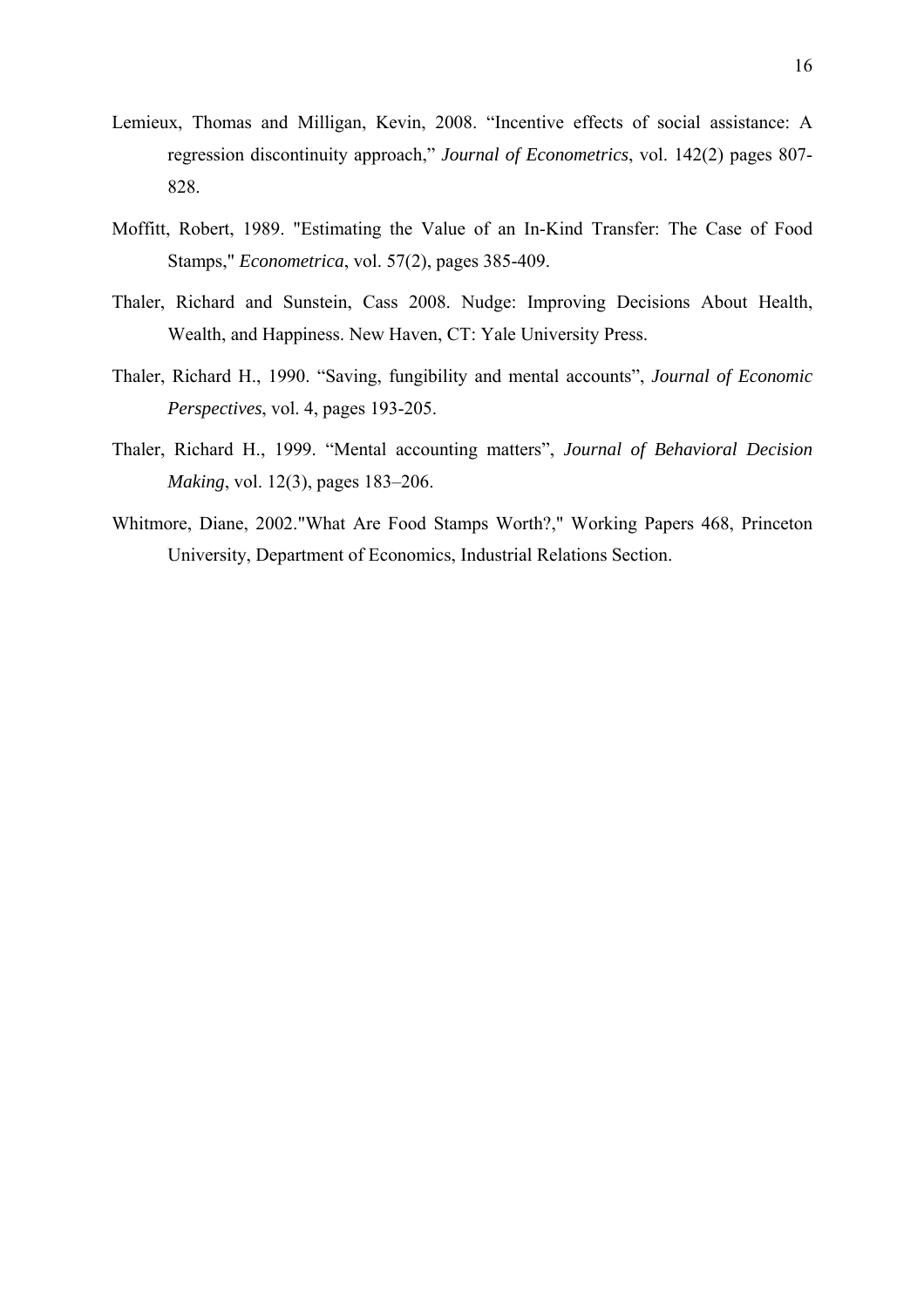Lemieux, Thomas and Milligan, Kevin, 2008. “Incentive effects of social assistance: A regression discontinuity approach,” *Journal of Econometrics*, vol. 142(2) pages 807-828.

Moffitt, Robert, 1989. "Estimating the Value of an In-Kind Transfer: The Case of Food Stamps," *Econometrica*, vol. 57(2), pages 385-409.

Thaler, Richard and Sunstein, Cass 2008. Nudge: Improving Decisions About Health, Wealth, and Happiness. New Haven, CT: Yale University Press.

Thaler, Richard H., 1990. “Saving, fungibility and mental accounts”, *Journal of Economic Perspectives*, vol. 4, pages 193-205.

Thaler, Richard H., 1999. “Mental accounting matters”, *Journal of Behavioral Decision Making*, vol. 12(3), pages 183–206.

Whitmore, Diane, 2002."What Are Food Stamps Worth?," Working Papers 468, Princeton University, Department of Economics, Industrial Relations Section.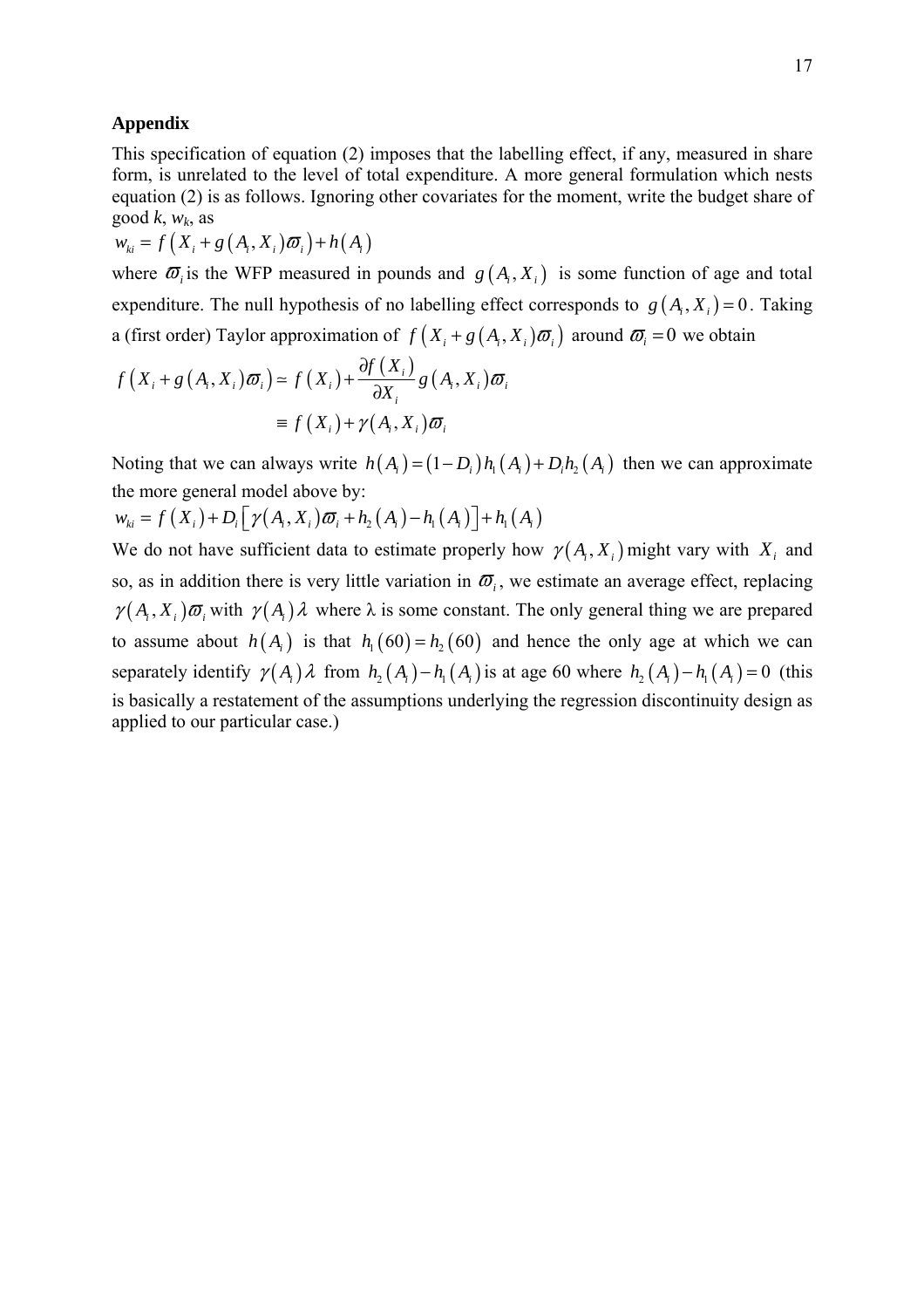**Appendix**

This specification of equation (2) imposes that the labelling effect, if any, measured in share form, is unrelated to the level of total expenditure. A more general formulation which nests equation (2) is as follows. Ignoring other covariates for the moment, write the budget share of good $k$, $w_k$, as

$$w_{ki} = f\left(X_i + g\left(A_i, X_i\right)\varpi_i\right) + h\left(A_i\right)$$

where $\varpi_i$ is the WFP measured in pounds and $g\left(A_i, X_i\right)$ is some function of age and total expenditure. The null hypothesis of no labelling effect corresponds to $g\left(A_i, X_i\right) = 0$. Taking a (first order) Taylor approximation of $f\left(X_i + g\left(A_i, X_i\right)\varpi_i\right)$ around $\varpi_i = 0$ we obtain

$$\begin{aligned} f\left(X_i + g\left(A_i, X_i\right)\varpi_i\right) &\simeq f\left(X_i\right) + \frac{\partial f\left(X_i\right)}{\partial X_i} g\left(A_i, X_i\right)\varpi_i \\ &\equiv f\left(X_i\right) + \gamma\left(A_i, X_i\right)\varpi_i \end{aligned}$$

Noting that we can always write $h\left(A_i\right) = \left(1 - D_i\right)h_1\left(A_i\right) + D_i h_2\left(A_i\right)$ then we can approximate the more general model above by:

$$w_{ki} = f\left(X_i\right) + D_i\left[\gamma\left(A_i, X_i\right)\varpi_i + h_2\left(A_i\right) - h_1\left(A_i\right)\right] + h_1\left(A_i\right)$$

We do not have sufficient data to estimate properly how $\gamma\left(A_i, X_i\right)$ might vary with $X_i$ and so, as in addition there is very little variation in $\varpi_i$, we estimate an average effect, replacing $\gamma\left(A_i, X_i\right)\varpi_i$ with $\gamma\left(A_i\right)\lambda$ where $\lambda$ is some constant. The only general thing we are prepared to assume about $h\left(A_i\right)$ is that $h_1\left(60\right) = h_2\left(60\right)$ and hence the only age at which we can separately identify $\gamma\left(A_i\right)\lambda$ from $h_2\left(A_i\right) - h_1\left(A_i\right)$ is at age 60 where $h_2\left(A_i\right) - h_1\left(A_i\right) = 0$ (this is basically a restatement of the assumptions underlying the regression discontinuity design as applied to our particular case.)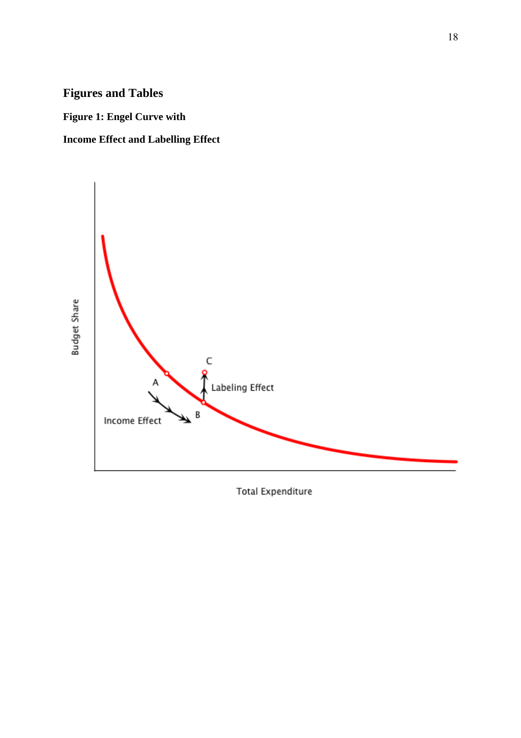## Figures and Tables

**Figure 1: Engel Curve with**

**Income Effect and Labelling Effect**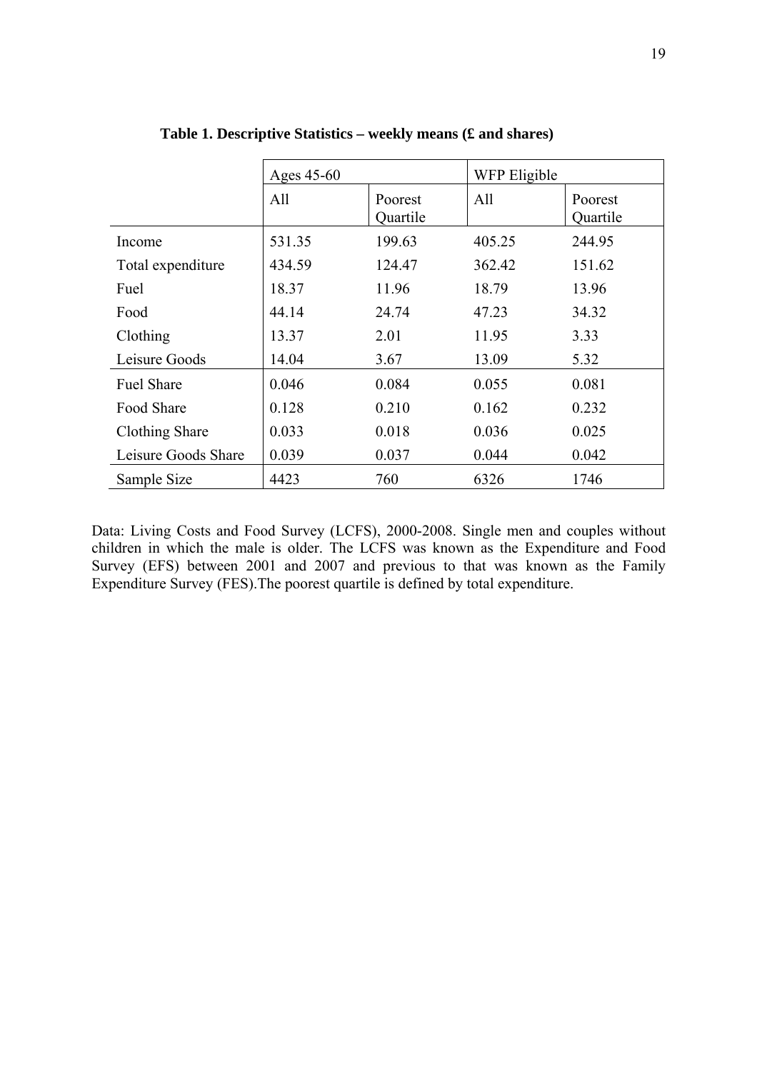**Table 1. Descriptive Statistics – weekly means (£ and shares)**

| | Ages 45-60 | | WFP Eligible | |
|---|---|---|---|---|
| | All | Poorest Quartile | All | Poorest Quartile |
| Income | 531.35 | 199.63 | 405.25 | 244.95 |
| Total expenditure | 434.59 | 124.47 | 362.42 | 151.62 |
| Fuel | 18.37 | 11.96 | 18.79 | 13.96 |
| Food | 44.14 | 24.74 | 47.23 | 34.32 |
| Clothing | 13.37 | 2.01 | 11.95 | 3.33 |
| Leisure Goods | 14.04 | 3.67 | 13.09 | 5.32 |
| Fuel Share | 0.046 | 0.084 | 0.055 | 0.081 |
| Food Share | 0.128 | 0.210 | 0.162 | 0.232 |
| Clothing Share | 0.033 | 0.018 | 0.036 | 0.025 |
| Leisure Goods Share | 0.039 | 0.037 | 0.044 | 0.042 |
| Sample Size | 4423 | 760 | 6326 | 1746 |

Data: Living Costs and Food Survey (LCFS), 2000-2008. Single men and couples without children in which the male is older. The LCFS was known as the Expenditure and Food Survey (EFS) between 2001 and 2007 and previous to that was known as the Family Expenditure Survey (FES).The poorest quartile is defined by total expenditure.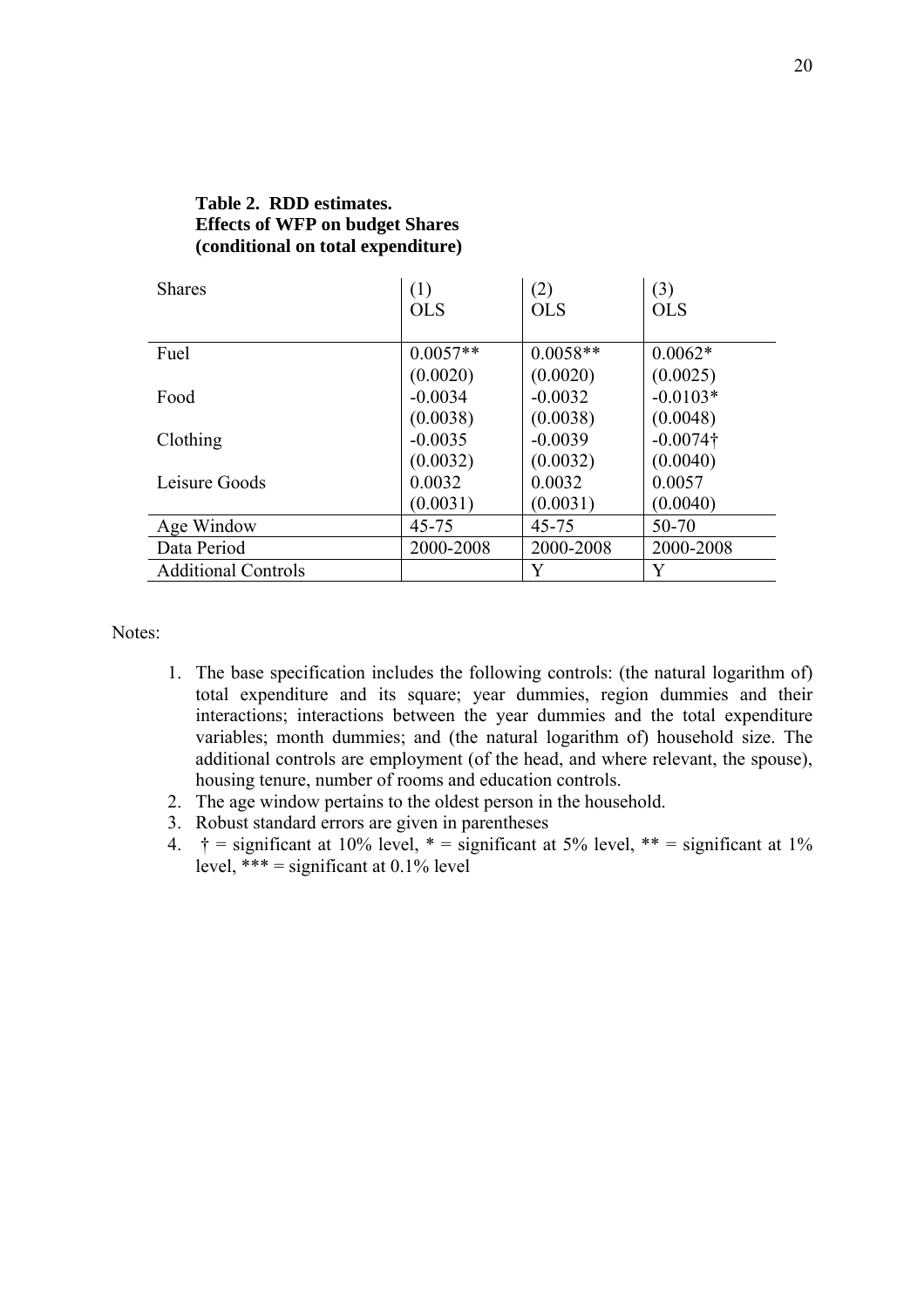**Table 2. RDD estimates.**
**Effects of WFP on budget Shares**
**(conditional on total expenditure)**

| Shares | (1) OLS | (2) OLS | (3) OLS |
|---|---|---|---|
| Fuel | 0.0057** | 0.0058** | 0.0062* |
| | (0.0020) | (0.0020) | (0.0025) |
| Food | -0.0034 | -0.0032 | -0.0103* |
| | (0.0038) | (0.0038) | (0.0048) |
| Clothing | -0.0035 | -0.0039 | -0.0074† |
| | (0.0032) | (0.0032) | (0.0040) |
| Leisure Goods | 0.0032 | 0.0032 | 0.0057 |
| | (0.0031) | (0.0031) | (0.0040) |
| Age Window | 45-75 | 45-75 | 50-70 |
| Data Period | 2000-2008 | 2000-2008 | 2000-2008 |
| Additional Controls | | Y | Y |

Notes:

1. The base specification includes the following controls: (the natural logarithm of) total expenditure and its square; year dummies, region dummies and their interactions; interactions between the year dummies and the total expenditure variables; month dummies; and (the natural logarithm of) household size. The additional controls are employment (of the head, and where relevant, the spouse), housing tenure, number of rooms and education controls.
2. The age window pertains to the oldest person in the household.
3. Robust standard errors are given in parentheses
4. † = significant at 10% level, * = significant at 5% level, ** = significant at 1% level, *** = significant at 0.1% level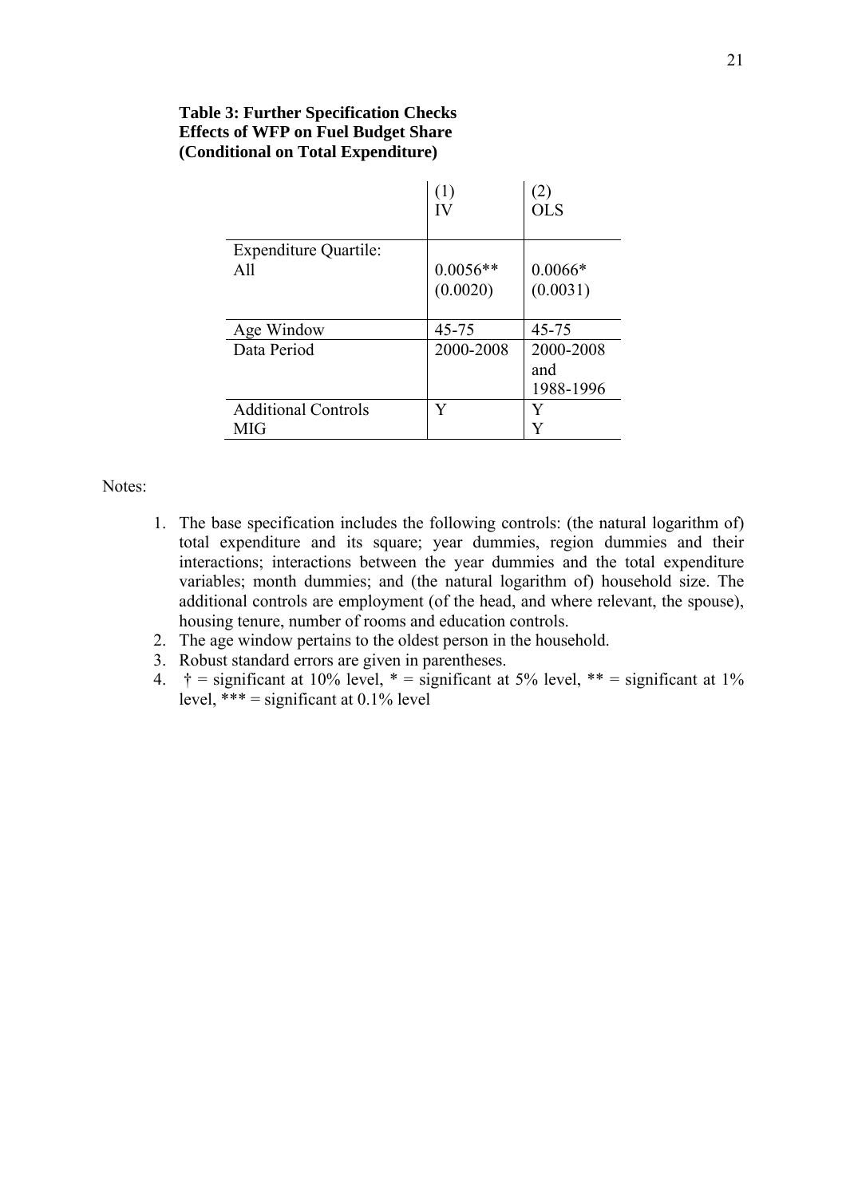**Table 3: Further Specification Checks**
**Effects of WFP on Fuel Budget Share**
**(Conditional on Total Expenditure)**

| | (1) IV | (2) OLS |
|---|---|---|
| Expenditure Quartile: All | 0.0056** (0.0020) | 0.0066* (0.0031) |
| Age Window | 45-75 | 45-75 |
| Data Period | 2000-2008 | 2000-2008 and 1988-1996 |
| Additional Controls | Y | Y |
| MIG | | Y |

Notes:

1. The base specification includes the following controls: (the natural logarithm of) total expenditure and its square; year dummies, region dummies and their interactions; interactions between the year dummies and the total expenditure variables; month dummies; and (the natural logarithm of) household size. The additional controls are employment (of the head, and where relevant, the spouse), housing tenure, number of rooms and education controls.
2. The age window pertains to the oldest person in the household.
3. Robust standard errors are given in parentheses.
4. † = significant at 10% level, * = significant at 5% level, ** = significant at 1% level, *** = significant at 0.1% level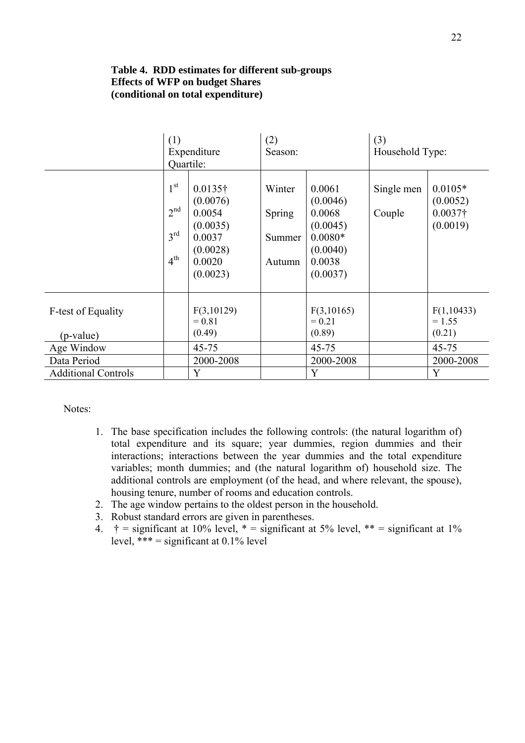**Table 4. RDD estimates for different sub-groups**
**Effects of WFP on budget Shares**
**(conditional on total expenditure)**

| | (1) Expenditure Quartile: | | (2) Season: | | (3) Household Type: | |
|---|---|---|---|---|---|---|
| | 1st | 0.0135† | Winter | 0.0061 | Single men | 0.0105* |
| | | (0.0076) | | (0.0046) | | (0.0052) |
| | 2nd | 0.0054 | Spring | 0.0068 | Couple | 0.0037† |
| | | (0.0035) | | (0.0045) | | (0.0019) |
| | 3rd | 0.0037 | Summer | 0.0080* | | |
| | | (0.0028) | | (0.0040) | | |
| | 4th | 0.0020 | Autumn | 0.0038 | | |
| | | (0.0023) | | (0.0037) | | |
| F-test of Equality | | F(3,10129) = 0.81 | | F(3,10165) = 0.21 | | F(1,10433) = 1.55 |
| (p-value) | | (0.49) | | (0.89) | | (0.21) |
| Age Window | | 45-75 | | 45-75 | | 45-75 |
| Data Period | | 2000-2008 | | 2000-2008 | | 2000-2008 |
| Additional Controls | | Y | | Y | | Y |

Notes:

1. The base specification includes the following controls: (the natural logarithm of) total expenditure and its square; year dummies, region dummies and their interactions; interactions between the year dummies and the total expenditure variables; month dummies; and (the natural logarithm of) household size. The additional controls are employment (of the head, and where relevant, the spouse), housing tenure, number of rooms and education controls.
2. The age window pertains to the oldest person in the household.
3. Robust standard errors are given in parentheses.
4. † = significant at 10% level, * = significant at 5% level, ** = significant at 1% level, *** = significant at 0.1% level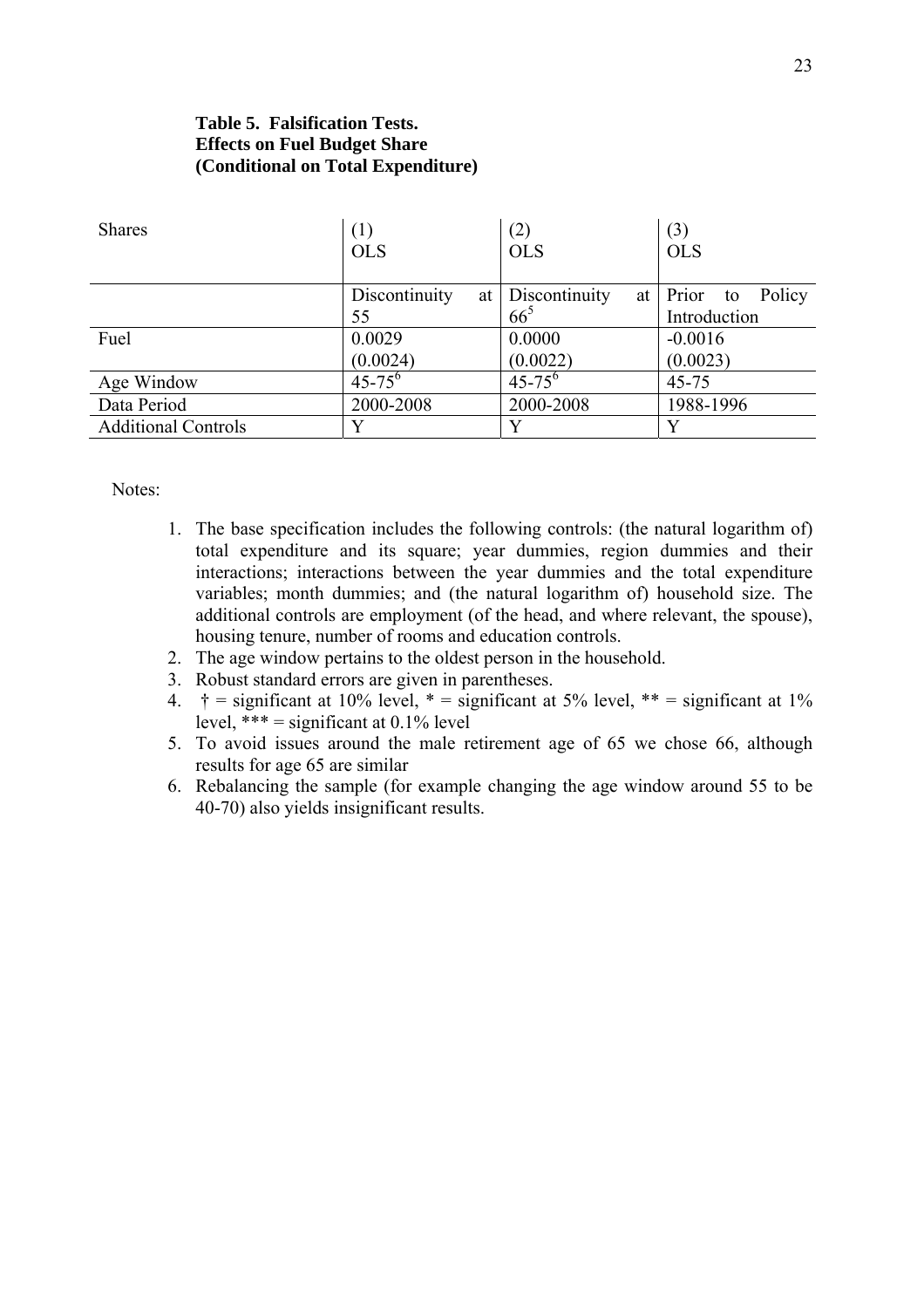**Table 5. Falsification Tests.**
**Effects on Fuel Budget Share**
**(Conditional on Total Expenditure)**

| Shares | (1) OLS | (2) OLS | (3) OLS |
|---|---|---|---|
| | Discontinuity at 55 | Discontinuity at 66[5] | Prior to Policy Introduction |
| Fuel | 0.0029 (0.0024) | 0.0000 (0.0022) | -0.0016 (0.0023) |
| Age Window | 45-75[6] | 45-75[6] | 45-75 |
| Data Period | 2000-2008 | 2000-2008 | 1988-1996 |
| Additional Controls | Y | Y | Y |

Notes:

1. The base specification includes the following controls: (the natural logarithm of) total expenditure and its square; year dummies, region dummies and their interactions; interactions between the year dummies and the total expenditure variables; month dummies; and (the natural logarithm of) household size. The additional controls are employment (of the head, and where relevant, the spouse), housing tenure, number of rooms and education controls.
2. The age window pertains to the oldest person in the household.
3. Robust standard errors are given in parentheses.
4. † = significant at 10% level, * = significant at 5% level, ** = significant at 1% level, *** = significant at 0.1% level
5. To avoid issues around the male retirement age of 65 we chose 66, although results for age 65 are similar
6. Rebalancing the sample (for example changing the age window around 55 to be 40-70) also yields insignificant results.